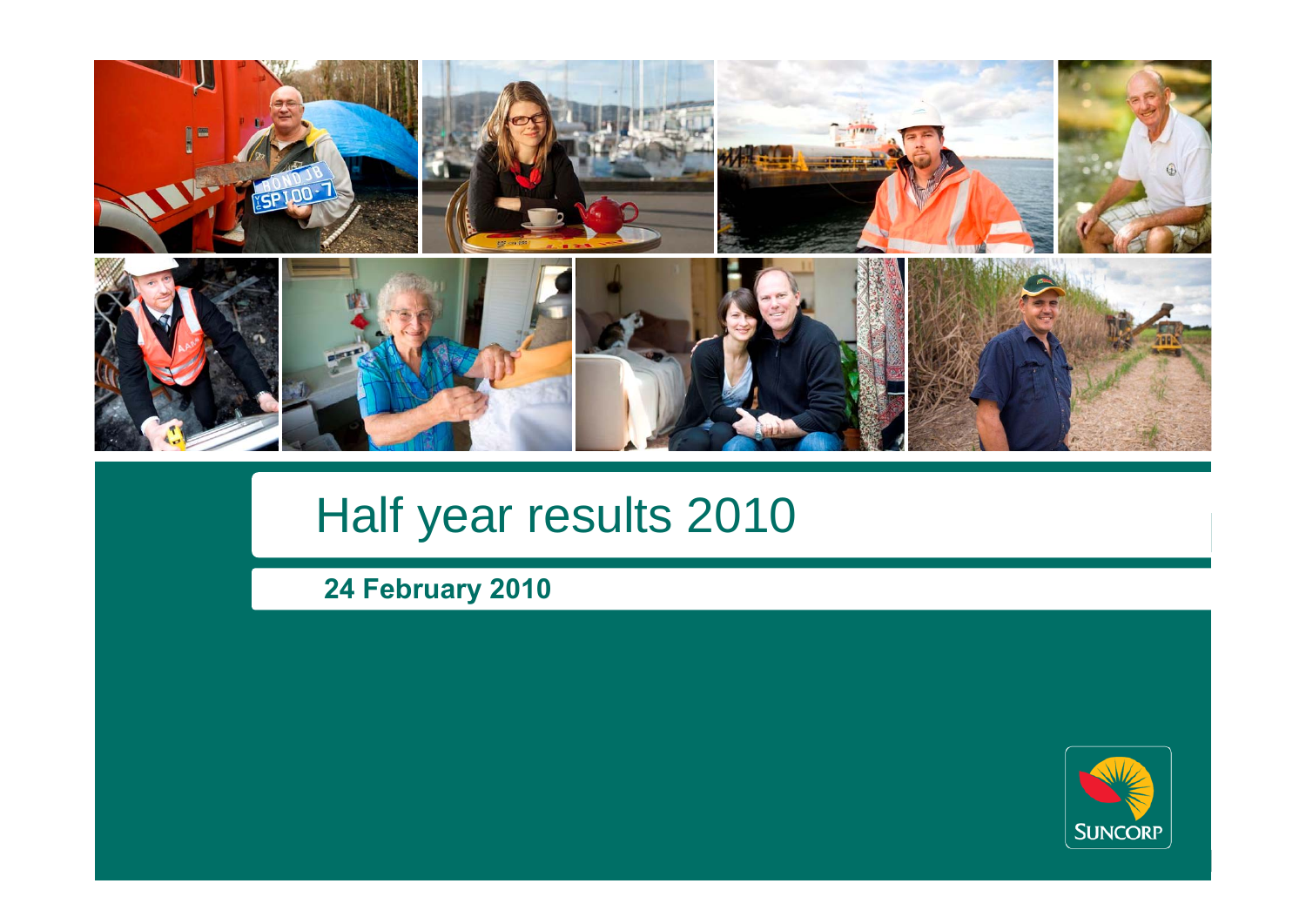# Half year results 2010

**24 February 2010**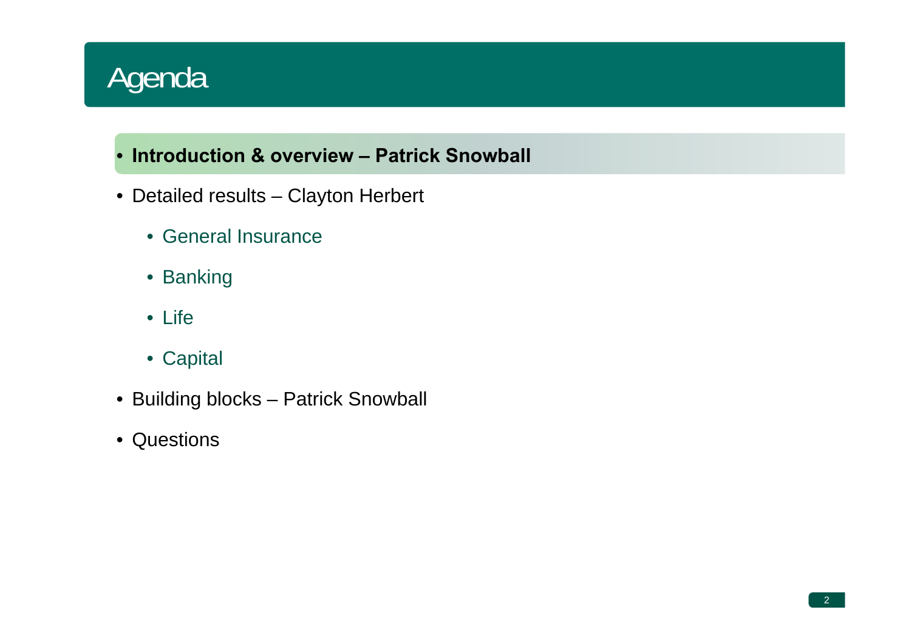# Agenda

- **Introduction & overview – Patrick Snowball**
- Detailed results – Clayton Herbert
  - General Insurance
  - Banking
  - Life
  - Capital
- Building blocks – Patrick Snowball
- Questions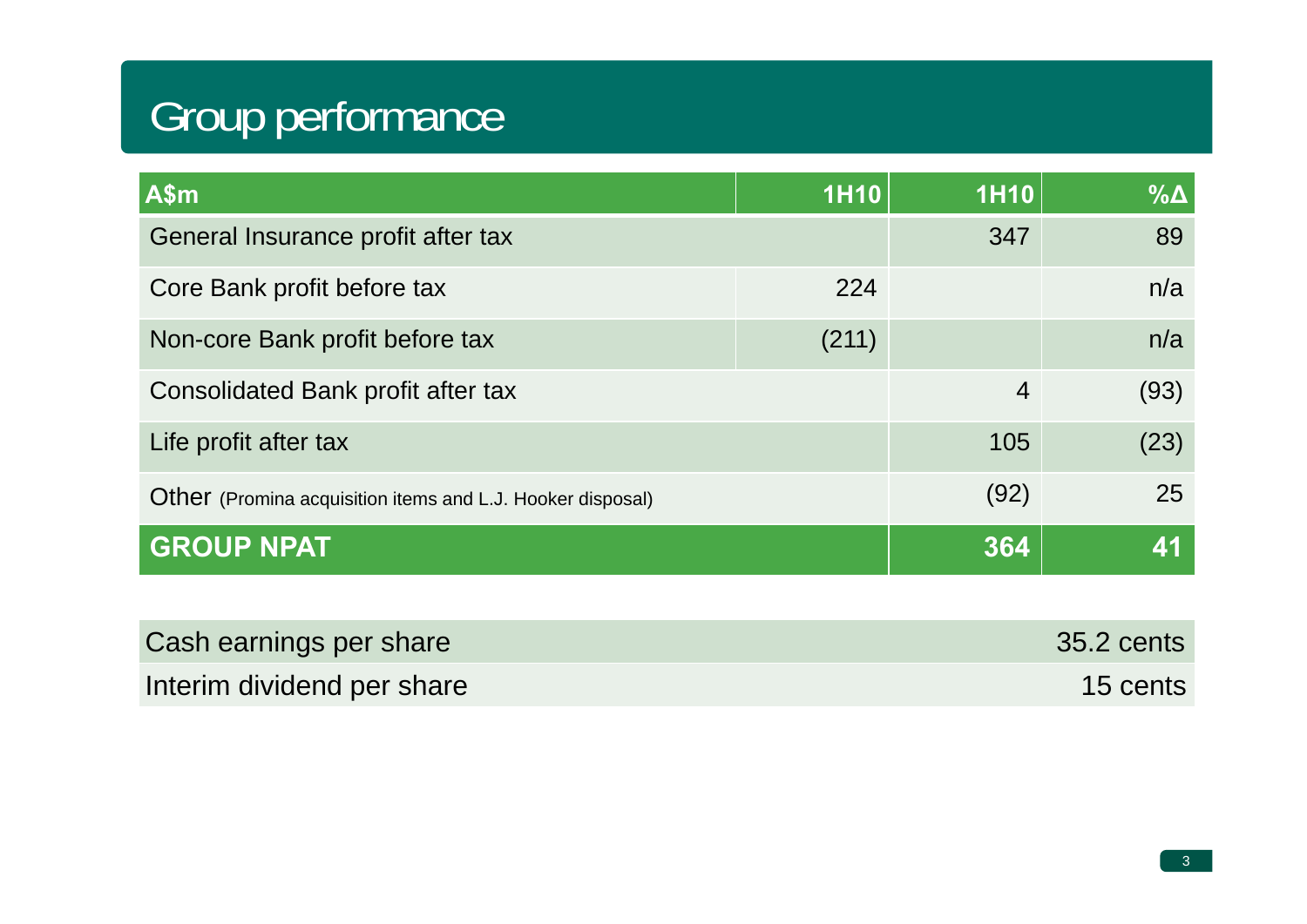# Group performance

| A$m | 1H10 | 1H10 | %Δ |
|---|---|---|---|
| General Insurance profit after tax | | 347 | 89 |
| Core Bank profit before tax | 224 | | n/a |
| Non-core Bank profit before tax | (211) | | n/a |
| Consolidated Bank profit after tax | | 4 | (93) |
| Life profit after tax | | 105 | (23) |
| Other (Promina acquisition items and L.J. Hooker disposal) | | (92) | 25 |
| **GROUP NPAT** | | **364** | **41** |

| | |
|---|---|
| Cash earnings per share | 35.2 cents |
| Interim dividend per share | 15 cents |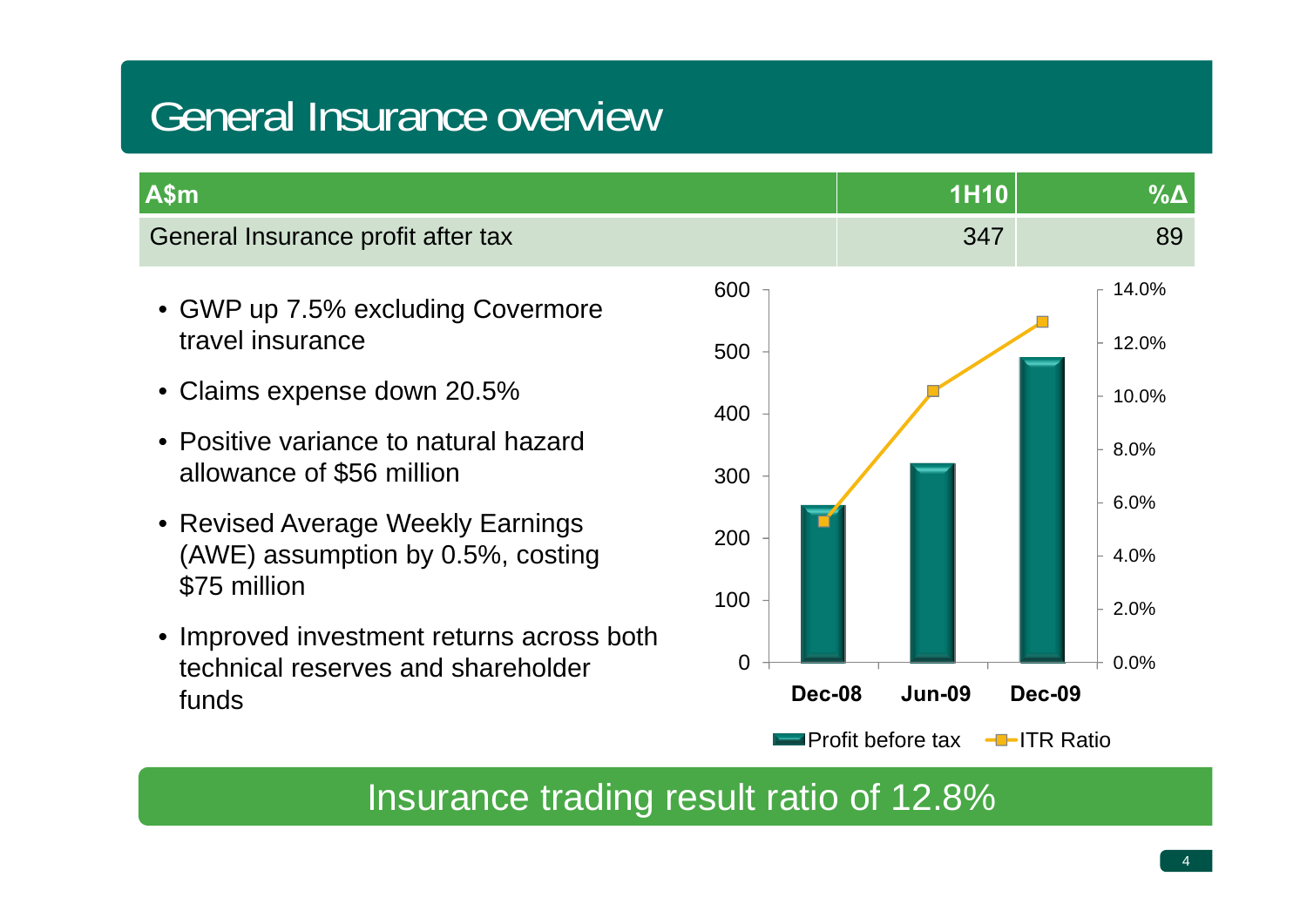# General Insurance overview

| A$m | 1H10 | %Δ |
|---|---|---|
| General Insurance profit after tax | 347 | 89 |

- GWP up 7.5% excluding Covermore travel insurance
- Claims expense down 20.5%
- Positive variance to natural hazard allowance of $56 million
- Revised Average Weekly Earnings (AWE) assumption by 0.5%, costing $75 million
- Improved investment returns across both technical reserves and shareholder funds

Insurance trading result ratio of 12.8%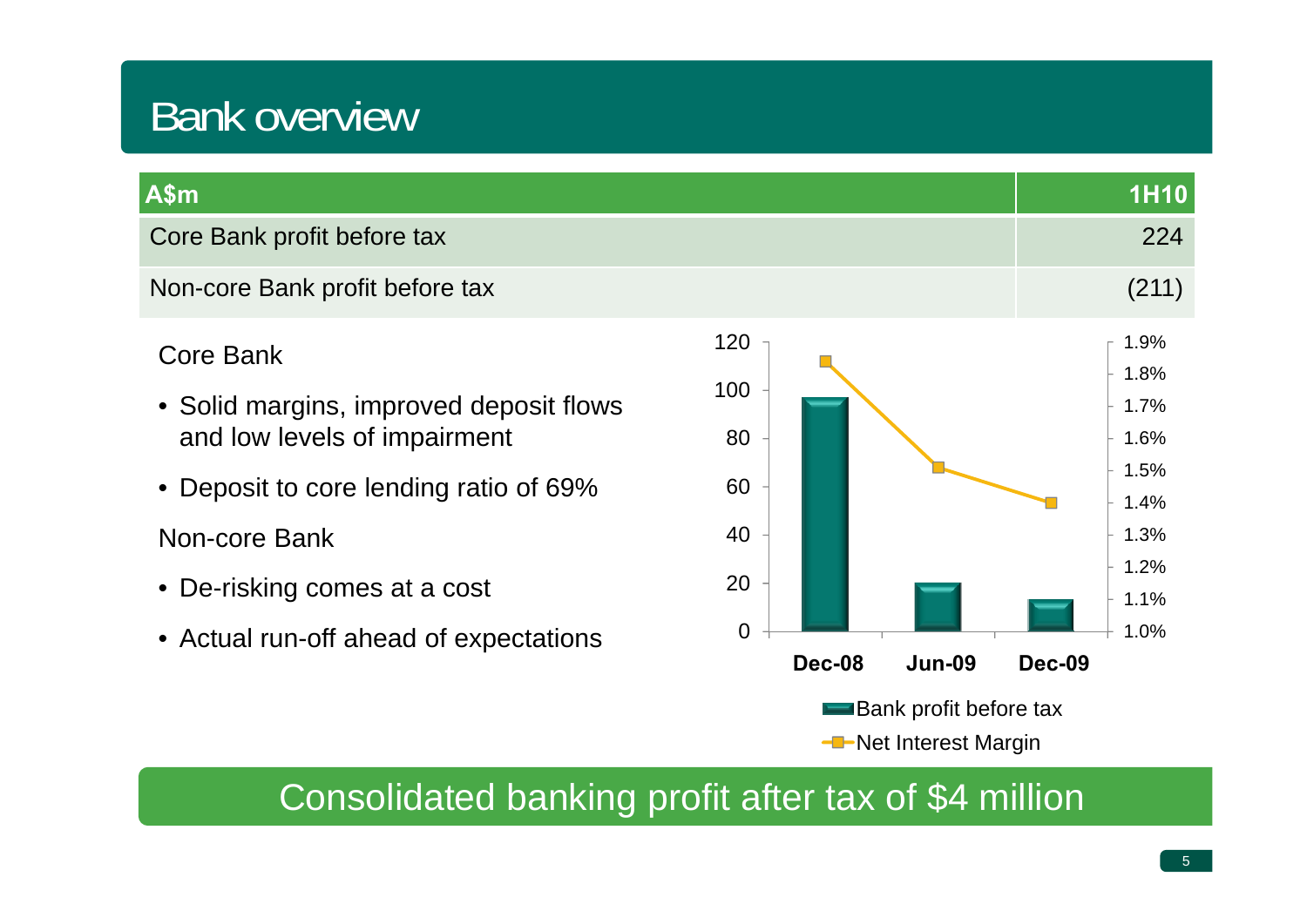# Bank overview

| A$m | 1H10 |
|---|---|
| Core Bank profit before tax | 224 |
| Non-core Bank profit before tax | (211) |

Core Bank

- Solid margins, improved deposit flows and low levels of impairment
- Deposit to core lending ratio of 69%

Non-core Bank

- De-risking comes at a cost
- Actual run-off ahead of expectations

120
100
80
60
40
20
0

1.9%
1.8%
1.7%
1.6%
1.5%
1.4%
1.3%
1.2%
1.1%
1.0%

Dec-08 Jun-09 Dec-09

Bank profit before tax
Net Interest Margin

**Consolidated banking profit after tax of $4 million**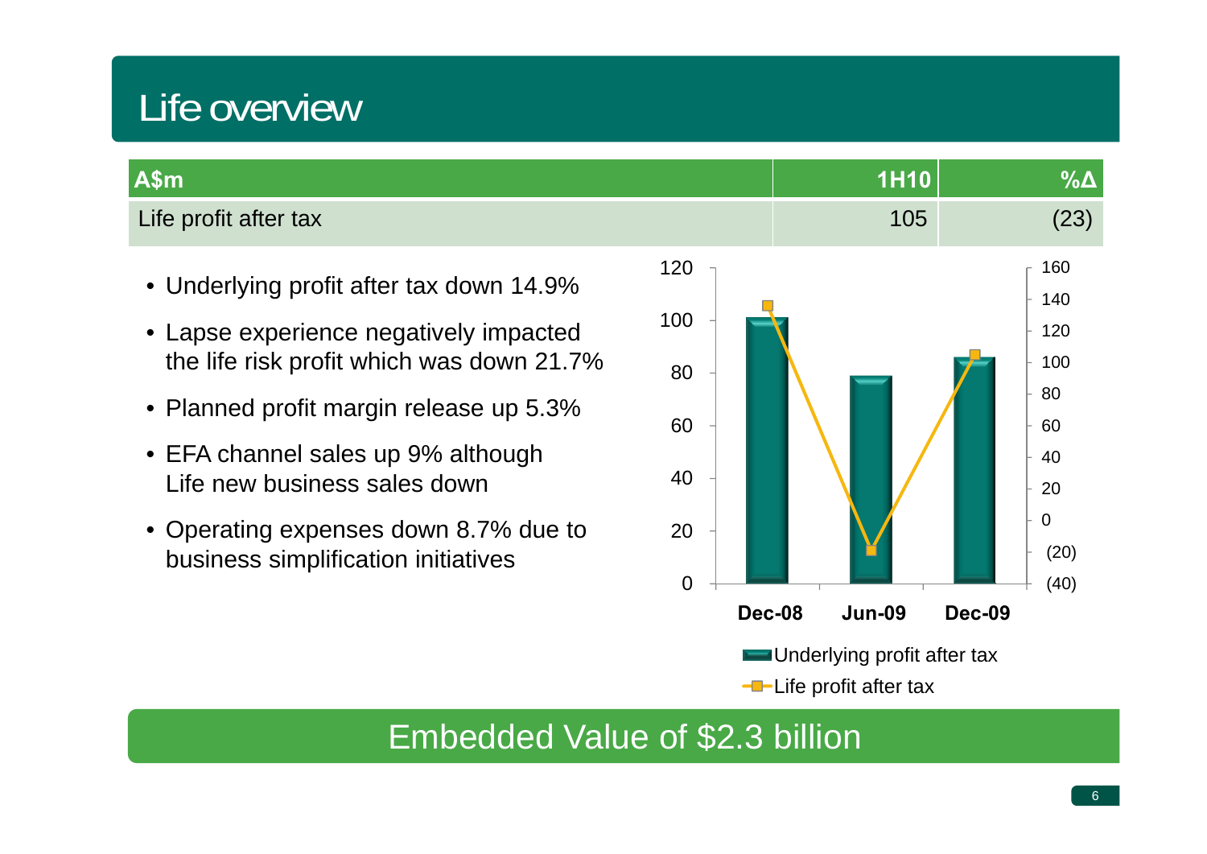# Life overview

| A$m | 1H10 | %Δ |
|---|---|---|
| Life profit after tax | 105 | (23) |

- Underlying profit after tax down 14.9%
- Lapse experience negatively impacted the life risk profit which was down 21.7%
- Planned profit margin release up 5.3%
- EFA channel sales up 9% although Life new business sales down
- Operating expenses down 8.7% due to business simplification initiatives

120
100
80
60
40
20
0

160
140
120
100
80
60
40
20
0
(20)
(40)

Dec-08
Jun-09
Dec-09

Underlying profit after tax
Life profit after tax

## Embedded Value of $2.3 billion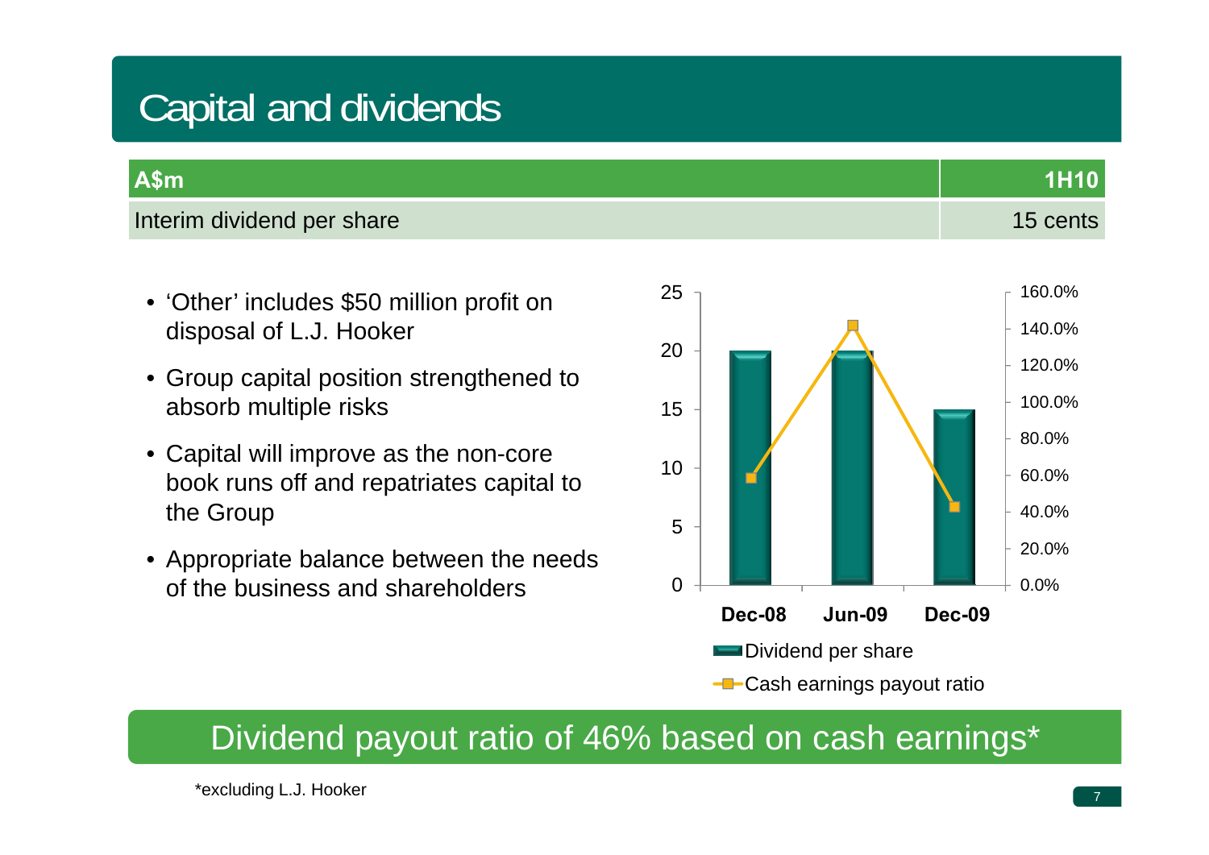# Capital and dividends

| A$m | 1H10 |
| --- | --- |
| Interim dividend per share | 15 cents |

- 'Other' includes $50 million profit on disposal of L.J. Hooker
- Group capital position strengthened to absorb multiple risks
- Capital will improve as the non-core book runs off and repatriates capital to the Group
- Appropriate balance between the needs of the business and shareholders

25
20
15
10
5
0

160.0%
140.0%
120.0%
100.0%
80.0%
60.0%
40.0%
20.0%
0.0%

Dec-08
Jun-09
Dec-09

Dividend per share
Cash earnings payout ratio

**Dividend payout ratio of 46% based on cash earnings***

*excluding L.J. Hooker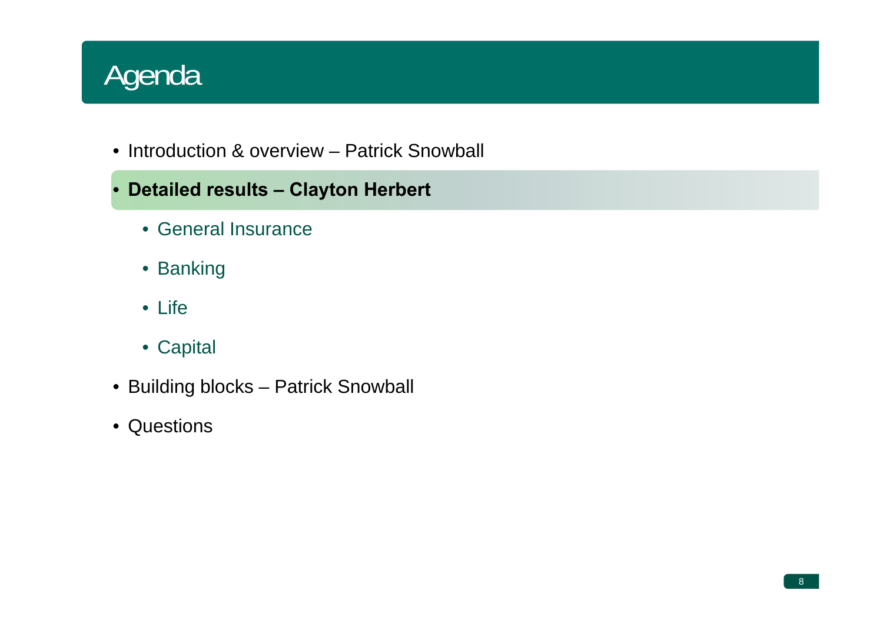# Agenda

- Introduction & overview – Patrick Snowball
- **Detailed results – Clayton Herbert**
  - General Insurance
  - Banking
  - Life
  - Capital
- Building blocks – Patrick Snowball
- Questions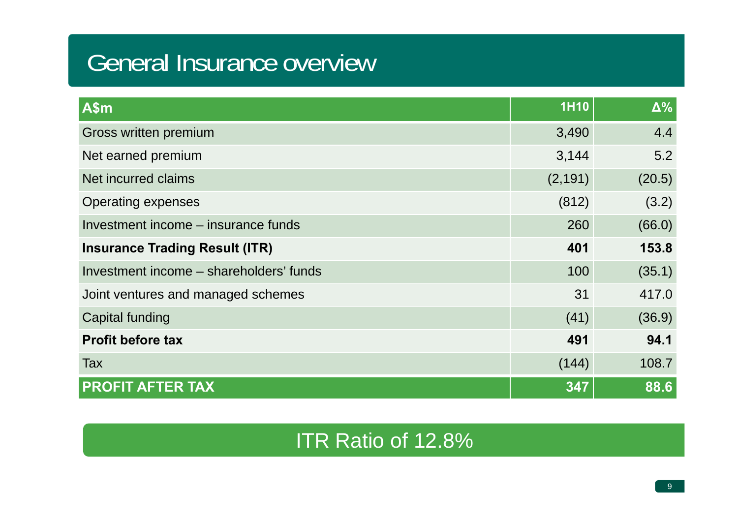# General Insurance overview

| A$m | 1H10 | Δ% |
|---|---|---|
| Gross written premium | 3,490 | 4.4 |
| Net earned premium | 3,144 | 5.2 |
| Net incurred claims | (2,191) | (20.5) |
| Operating expenses | (812) | (3.2) |
| Investment income – insurance funds | 260 | (66.0) |
| **Insurance Trading Result (ITR)** | **401** | **153.8** |
| Investment income – shareholders' funds | 100 | (35.1) |
| Joint ventures and managed schemes | 31 | 417.0 |
| Capital funding | (41) | (36.9) |
| **Profit before tax** | **491** | **94.1** |
| Tax | (144) | 108.7 |
| **PROFIT AFTER TAX** | **347** | **88.6** |

ITR Ratio of 12.8%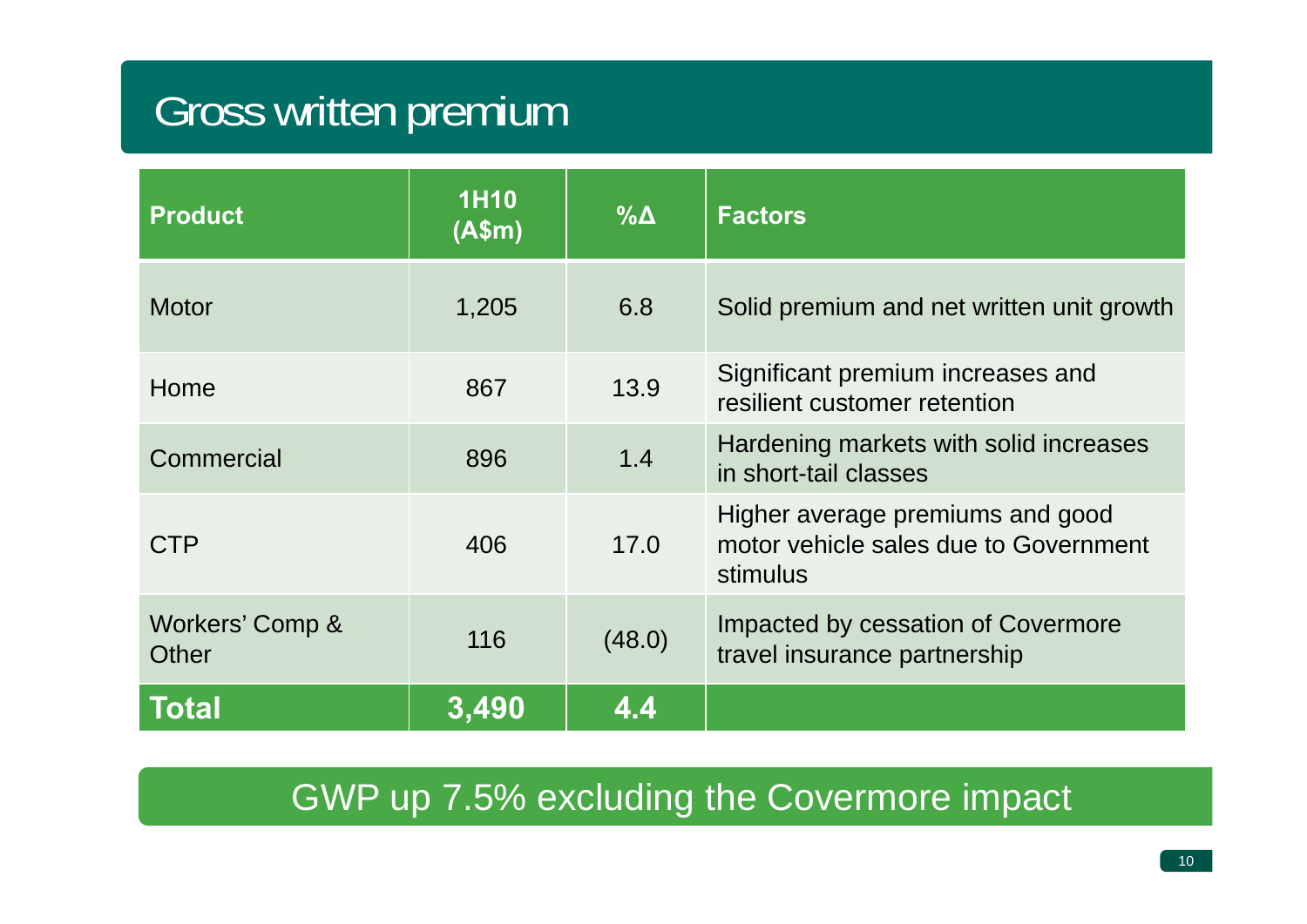# Gross written premium

| Product | 1H10 (A$m) | %Δ | Factors |
|---|---|---|---|
| Motor | 1,205 | 6.8 | Solid premium and net written unit growth |
| Home | 867 | 13.9 | Significant premium increases and resilient customer retention |
| Commercial | 896 | 1.4 | Hardening markets with solid increases in short-tail classes |
| CTP | 406 | 17.0 | Higher average premiums and good motor vehicle sales due to Government stimulus |
| Workers' Comp & Other | 116 | (48.0) | Impacted by cessation of Covermore travel insurance partnership |
| **Total** | **3,490** | **4.4** | |

GWP up 7.5% excluding the Covermore impact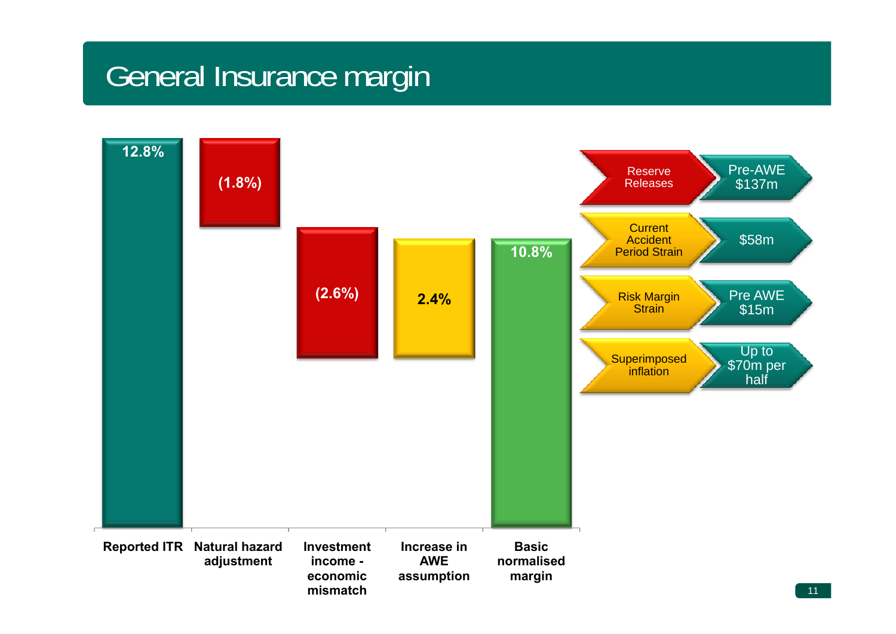# General Insurance margin

12.8%
(1.8%)
(2.6%)
2.4%
10.8%

Reported ITR
Natural hazard adjustment
Investment income - economic mismatch
Increase in AWE assumption
Basic normalised margin

Reserve Releases — Pre-AWE $137m

Current Accident Period Strain — $58m

Risk Margin Strain — Pre AWE $15m

Superimposed inflation — Up to $70m per half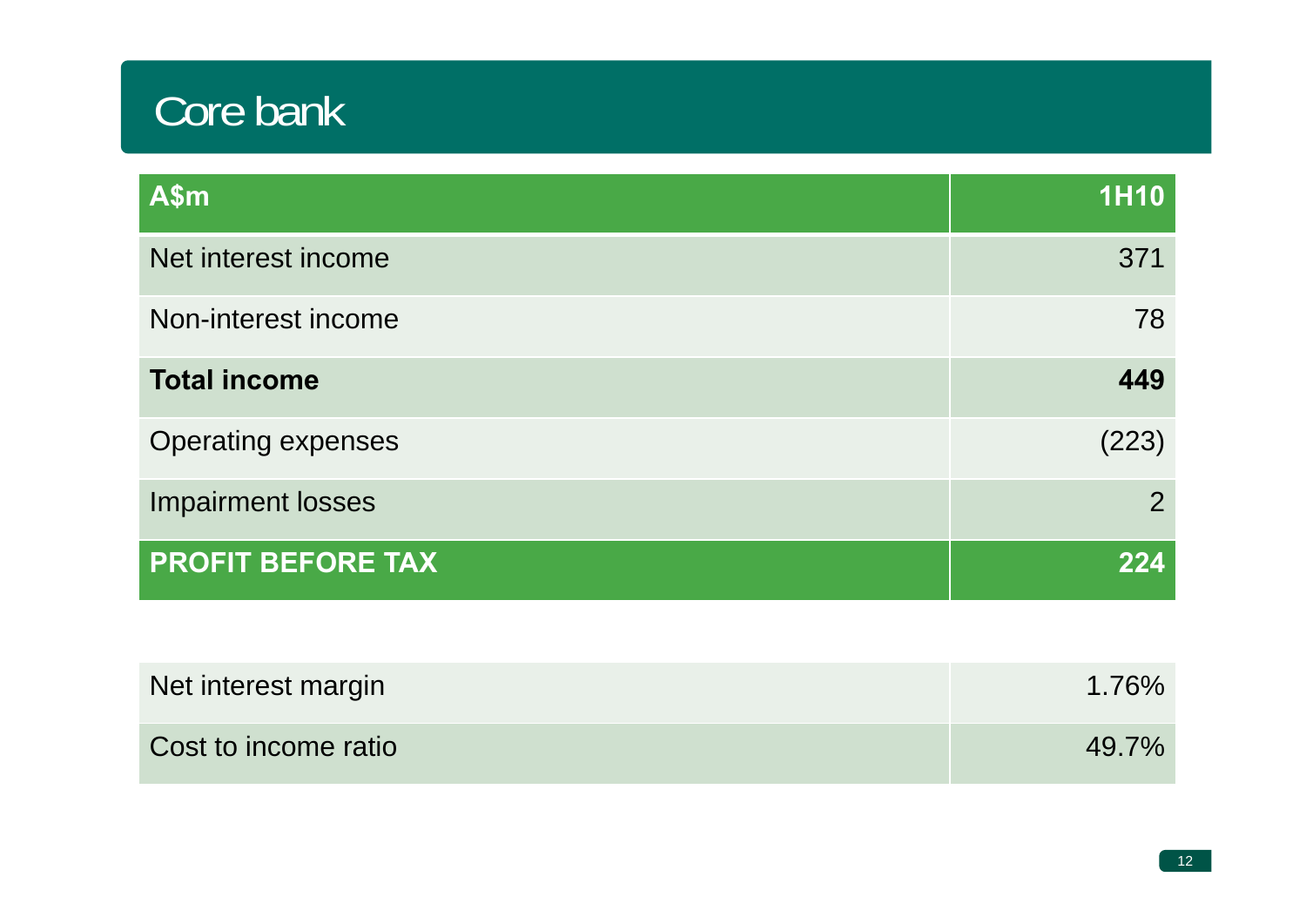# Core bank

| A$m | 1H10 |
|---|---|
| Net interest income | 371 |
| Non-interest income | 78 |
| **Total income** | **449** |
| Operating expenses | (223) |
| Impairment losses | 2 |
| **PROFIT BEFORE TAX** | **224** |

| | |
|---|---|
| Net interest margin | 1.76% |
| Cost to income ratio | 49.7% |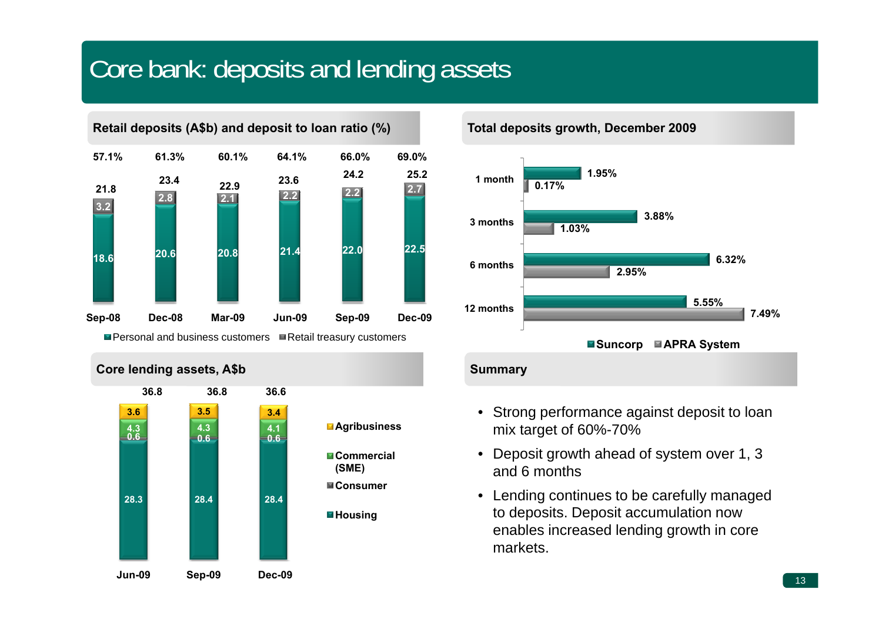# Core bank: deposits and lending assets

## Retail deposits (A$b) and deposit to loan ratio (%)

57.1% 61.3% 60.1% 64.1% 66.0% 69.0%

21.8 23.4 22.9 23.6 24.2 25.2

3.2 2.8 2.1 2.2 2.2 2.7

18.6 20.6 20.8 21.4 22.0 22.5

Sep-08 Dec-08 Mar-09 Jun-09 Sep-09 Dec-09

Personal and business customers
Retail treasury customers

## Total deposits growth, December 2009

1 month: 1.95% 0.17%

3 months: 3.88% 1.03%

6 months: 6.32% 2.95%

12 months: 5.55% 7.49%

Suncorp
APRA System

## Core lending assets, A$b

36.8 36.8 36.6

3.6 3.5 3.4

4.3 4.3 4.1

0.6 0.6 0.6

28.3 28.4 28.4

Jun-09 Sep-09 Dec-09

Agribusiness
Commercial (SME)
Consumer
Housing

## Summary

- Strong performance against deposit to loan mix target of 60%-70%
- Deposit growth ahead of system over 1, 3 and 6 months
- Lending continues to be carefully managed to deposits. Deposit accumulation now enables increased lending growth in core markets.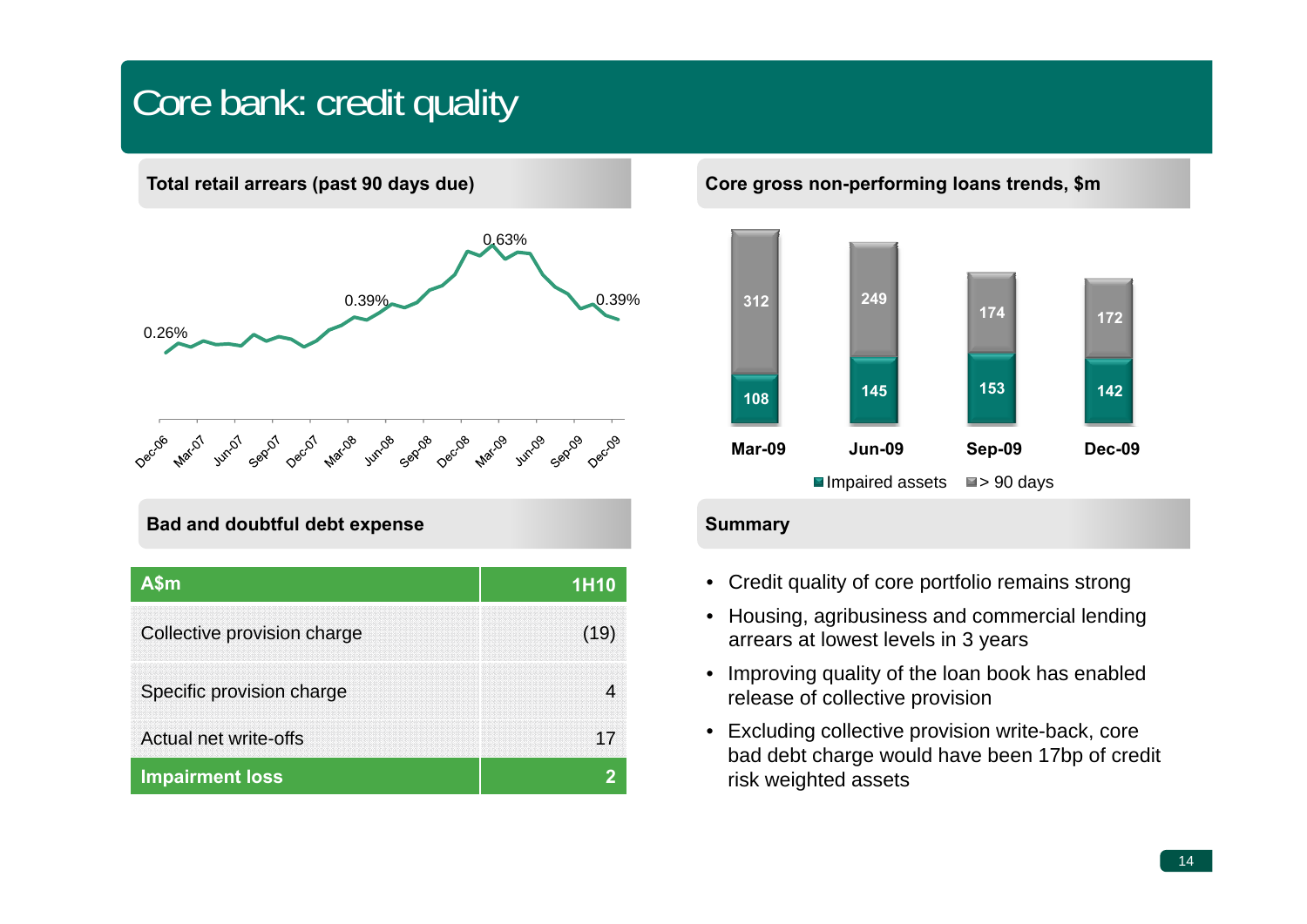# Core bank: credit quality

## Total retail arrears (past 90 days due)

0.26%
0.39%
0.63%
0.39%

Dec-06, Mar-07, Jun-07, Sep-07, Dec-07, Mar-08, Jun-08, Sep-08, Dec-08, Mar-09, Jun-09, Sep-09, Dec-09

## Core gross non-performing loans trends, $m

Mar-09: 312, 108
Jun-09: 249, 145
Sep-09: 174, 153
Dec-09: 172, 142

Impaired assets
> 90 days

## Bad and doubtful debt expense

| A$m | 1H10 |
|---|---|
| Collective provision charge | (19) |
| Specific provision charge | 4 |
| Actual net write-offs | 17 |
| **Impairment loss** | **2** |

## Summary

- Credit quality of core portfolio remains strong
- Housing, agribusiness and commercial lending arrears at lowest levels in 3 years
- Improving quality of the loan book has enabled release of collective provision
- Excluding collective provision write-back, core bad debt charge would have been 17bp of credit risk weighted assets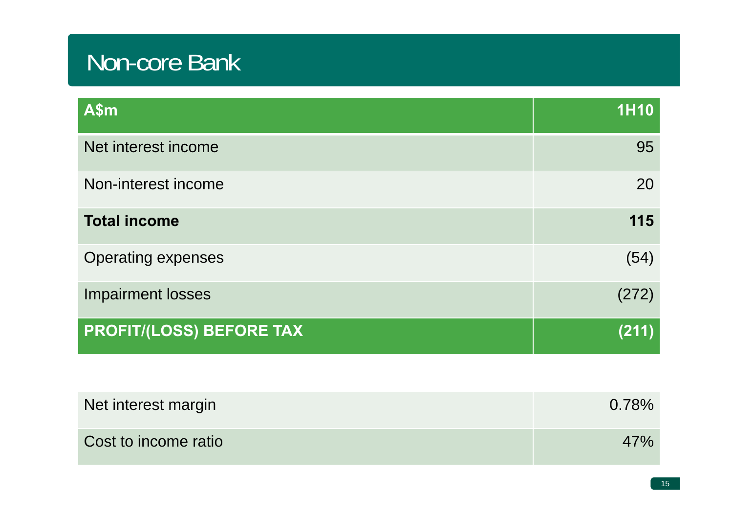# Non-core Bank

| A$m | 1H10 |
|---|---|
| Net interest income | 95 |
| Non-interest income | 20 |
| **Total income** | **115** |
| Operating expenses | (54) |
| Impairment losses | (272) |
| **PROFIT/(LOSS) BEFORE TAX** | **(211)** |

| | |
|---|---|
| Net interest margin | 0.78% |
| Cost to income ratio | 47% |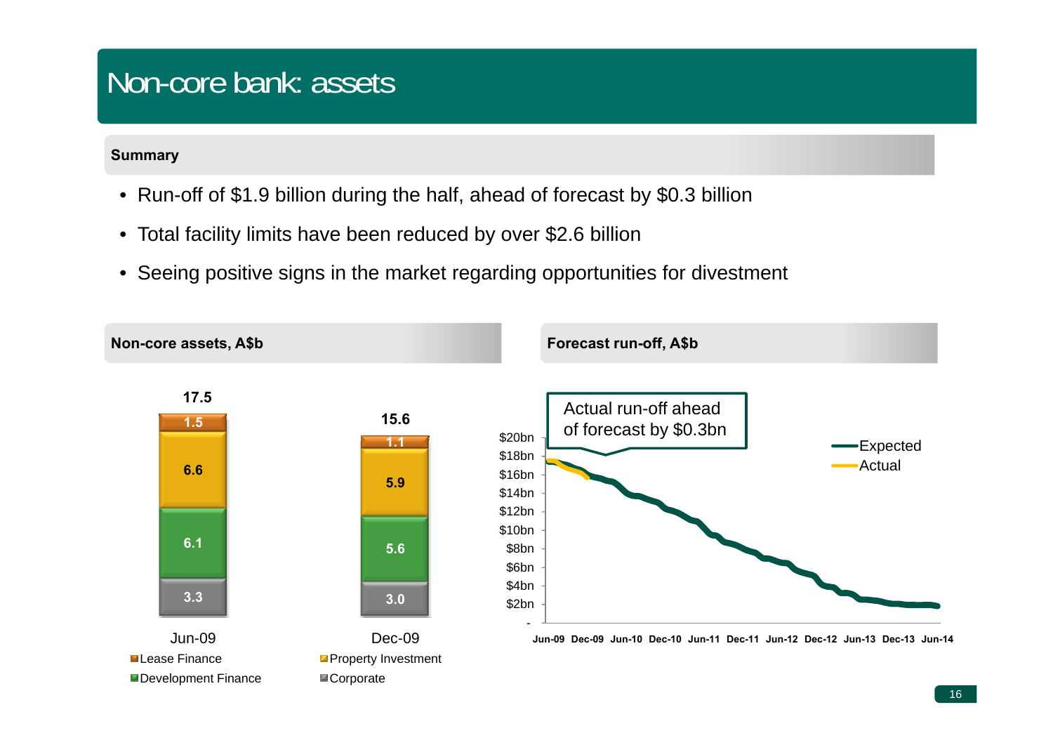# Non-core bank: assets

## Summary

- Run-off of $1.9 billion during the half, ahead of forecast by $0.3 billion
- Total facility limits have been reduced by over $2.6 billion
- Seeing positive signs in the market regarding opportunities for divestment

### Non-core assets, A$b

17.5
1.5
6.6
6.1
3.3
Jun-09

15.6
1.1
5.9
5.6
3.0
Dec-09

Lease Finance
Property Investment
Development Finance
Corporate

### Forecast run-off, A$b

Actual run-off ahead of forecast by $0.3bn

$20bn
$18bn
$16bn
$14bn
$12bn
$10bn
$8bn
$6bn
$4bn
$2bn
-

Jun-09 Dec-09 Jun-10 Dec-10 Jun-11 Dec-11 Jun-12 Dec-12 Jun-13 Dec-13 Jun-14

Expected
Actual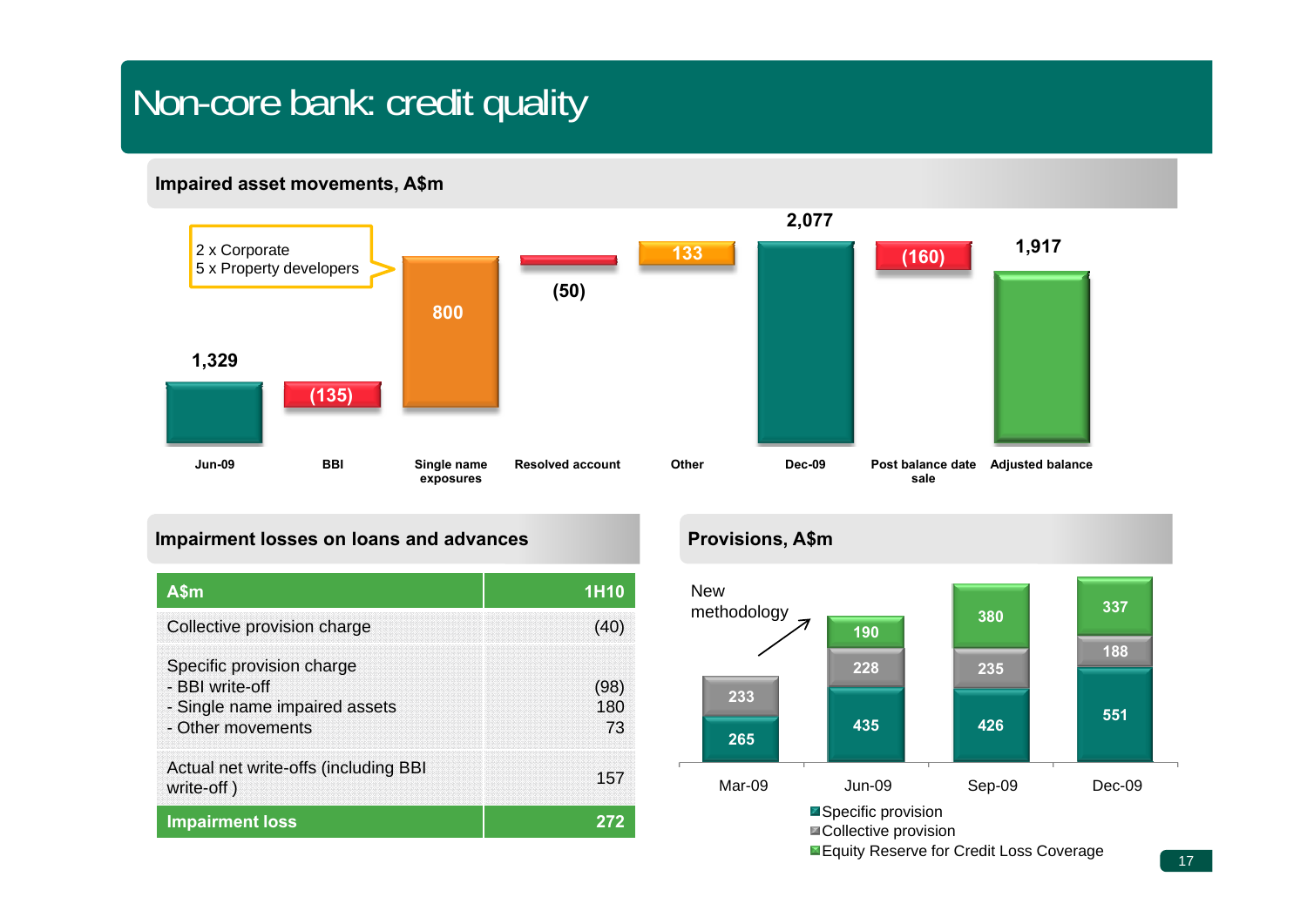# Non-core bank: credit quality

## Impaired asset movements, A$m

2 x Corporate
5 x Property developers

1,329
(135)
800
(50)
133
2,077
(160)
1,917

Jun-09
BBI
Single name exposures
Resolved account
Other
Dec-09
Post balance date sale
Adjusted balance

## Impairment losses on loans and advances

| A$m | 1H10 |
|---|---|
| Collective provision charge | (40) |
| Specific provision charge<br>- BBI write-off<br>- Single name impaired assets<br>- Other movements | <br>(98)<br>180<br>73 |
| Actual net write-offs (including BBI write-off ) | 157 |
| **Impairment loss** | **272** |

## Provisions, A$m

New methodology

233
265
190
228
435
380
235
426
337
188
551

Mar-09
Jun-09
Sep-09
Dec-09

Specific provision
Collective provision
Equity Reserve for Credit Loss Coverage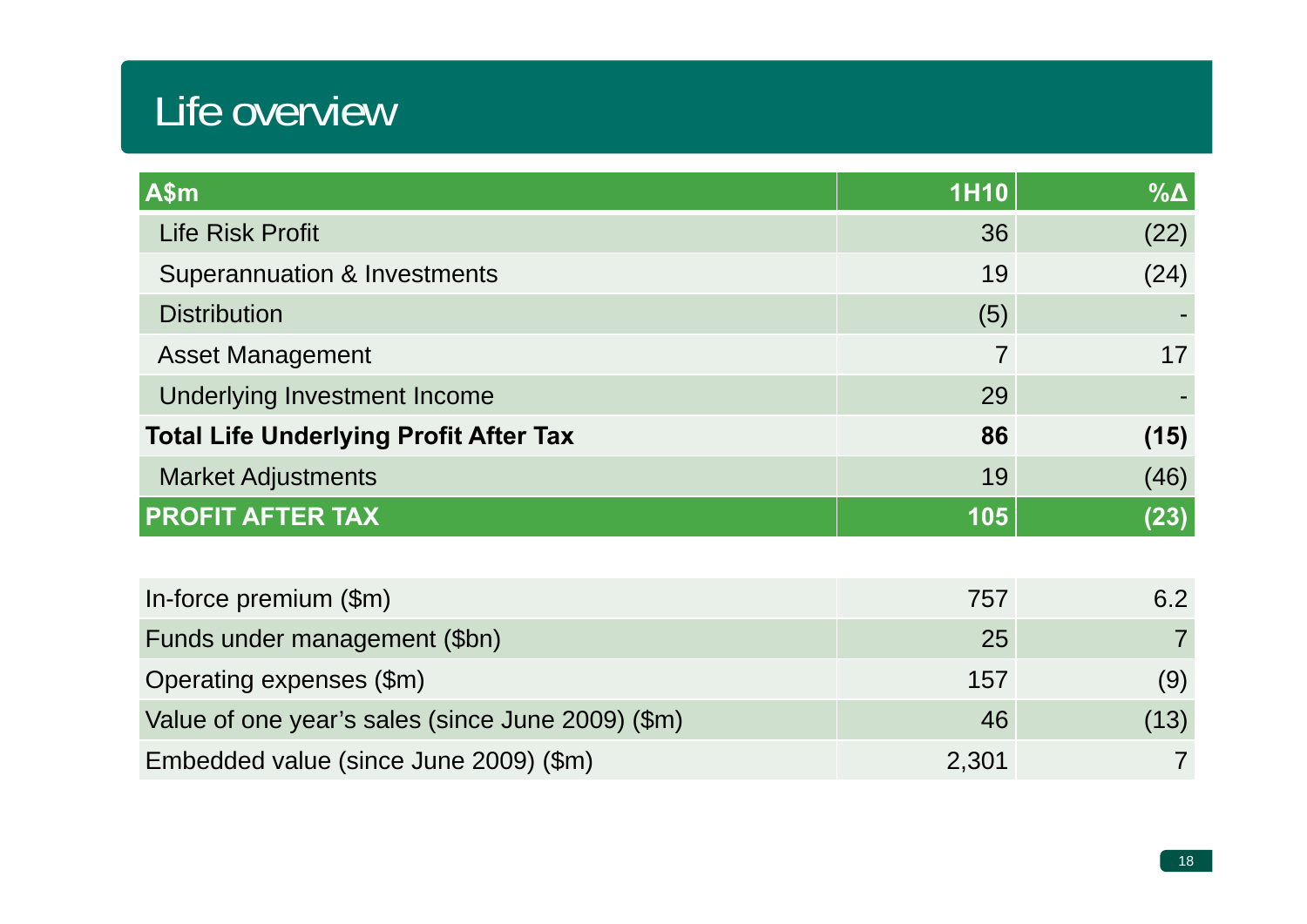# Life overview

| A$m | 1H10 | %Δ |
|---|---|---|
| Life Risk Profit | 36 | (22) |
| Superannuation & Investments | 19 | (24) |
| Distribution | (5) | - |
| Asset Management | 7 | 17 |
| Underlying Investment Income | 29 | - |
| **Total Life Underlying Profit After Tax** | **86** | **(15)** |
| Market Adjustments | 19 | (46) |
| **PROFIT AFTER TAX** | **105** | **(23)** |

| | | |
|---|---|---|
| In-force premium ($m) | 757 | 6.2 |
| Funds under management ($bn) | 25 | 7 |
| Operating expenses ($m) | 157 | (9) |
| Value of one year's sales (since June 2009) ($m) | 46 | (13) |
| Embedded value (since June 2009) ($m) | 2,301 | 7 |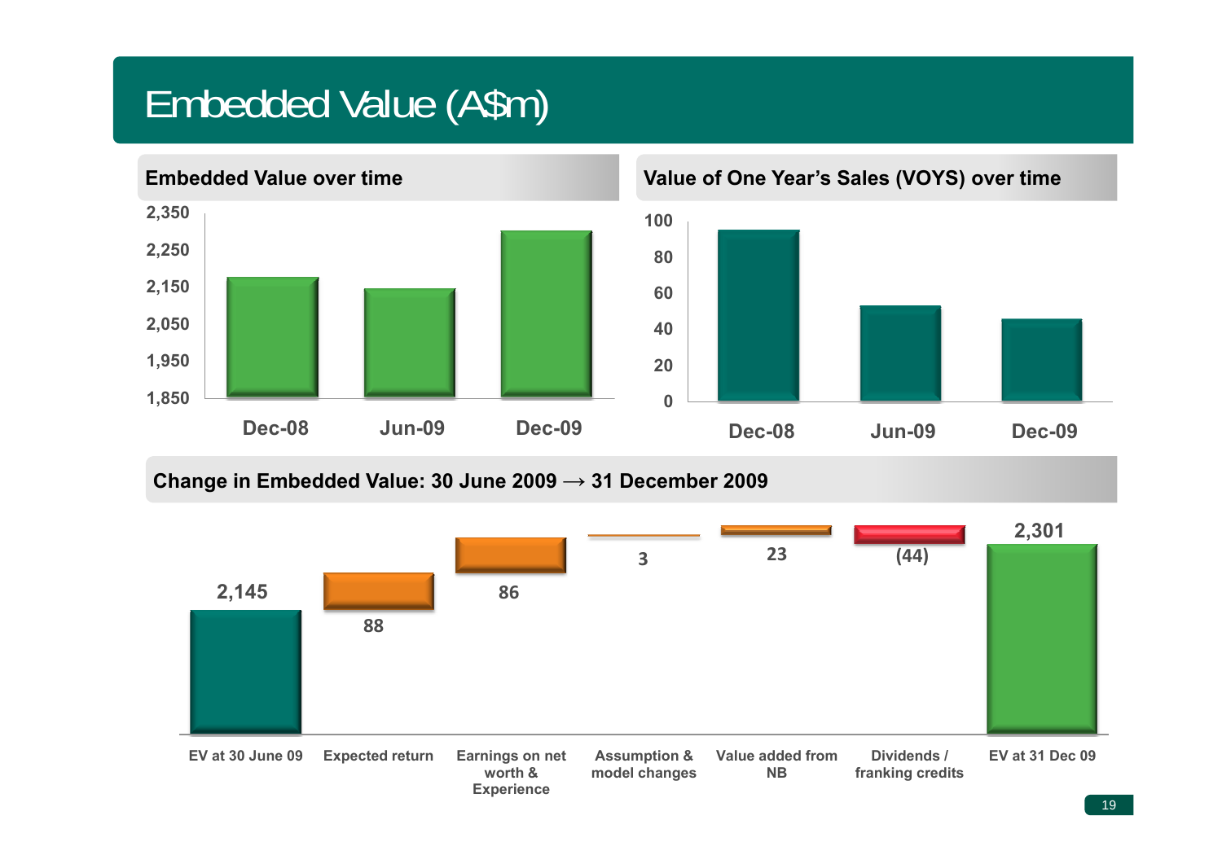# Embedded Value (A$m)

## Embedded Value over time

2,350
2,250
2,150
2,050
1,950
1,850

Dec-08
Jun-09
Dec-09

## Value of One Year's Sales (VOYS) over time

100
80
60
40
20
0

Dec-08
Jun-09
Dec-09

## Change in Embedded Value: 30 June 2009 → 31 December 2009

2,145
88
86
3
23
(44)
2,301

EV at 30 June 09
Expected return
Earnings on net worth & Experience
Assumption & model changes
Value added from NB
Dividends / franking credits
EV at 31 Dec 09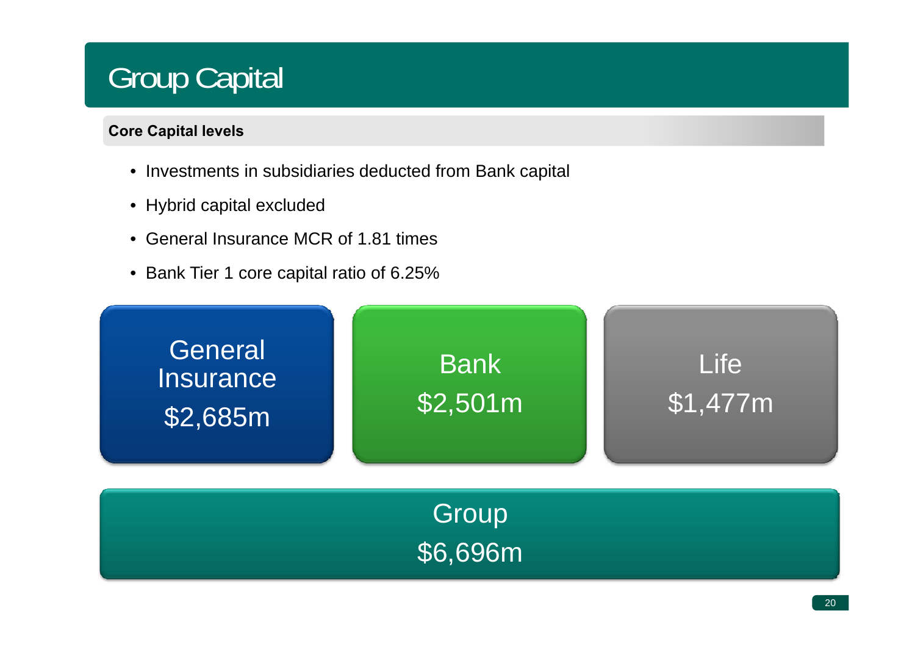# Group Capital

## Core Capital levels

- Investments in subsidiaries deducted from Bank capital
- Hybrid capital excluded
- General Insurance MCR of 1.81 times
- Bank Tier 1 core capital ratio of 6.25%

| General Insurance | Bank | Life |
|---|---|---|
| $2,685m | $2,501m | $1,477m |

**Group**
$6,696m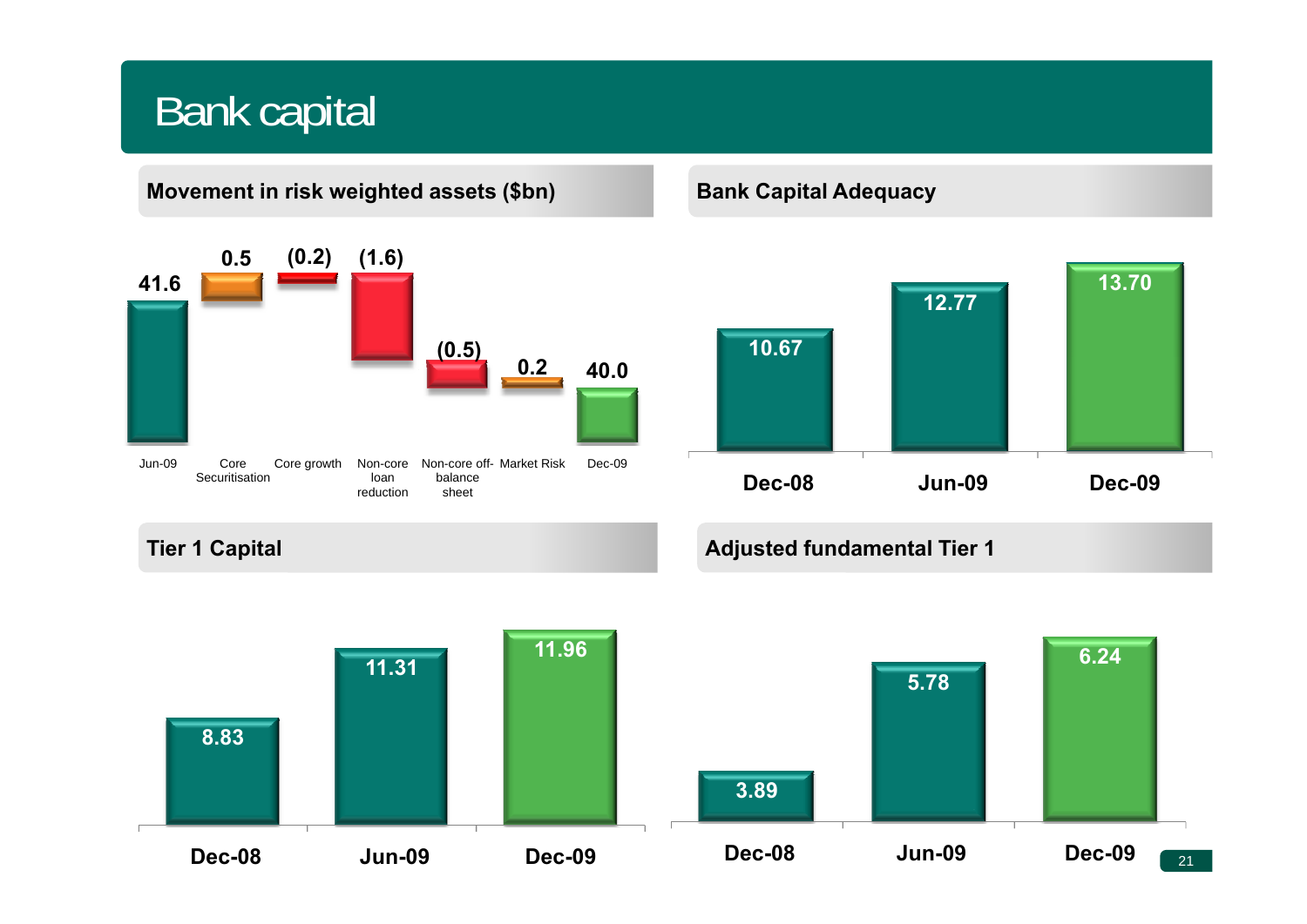# Bank capital

## Movement in risk weighted assets ($bn)

41.6
0.5
(0.2)
(1.6)
(0.5)
0.2
40.0

Jun-09
Core Securitisation
Core growth
Non-core loan reduction
Non-core off-balance sheet
Market Risk
Dec-09

## Bank Capital Adequacy

10.67
12.77
13.70

Dec-08
Jun-09
Dec-09

## Tier 1 Capital

8.83
11.31
11.96

Dec-08
Jun-09
Dec-09

## Adjusted fundamental Tier 1

3.89
5.78
6.24

Dec-08
Jun-09
Dec-09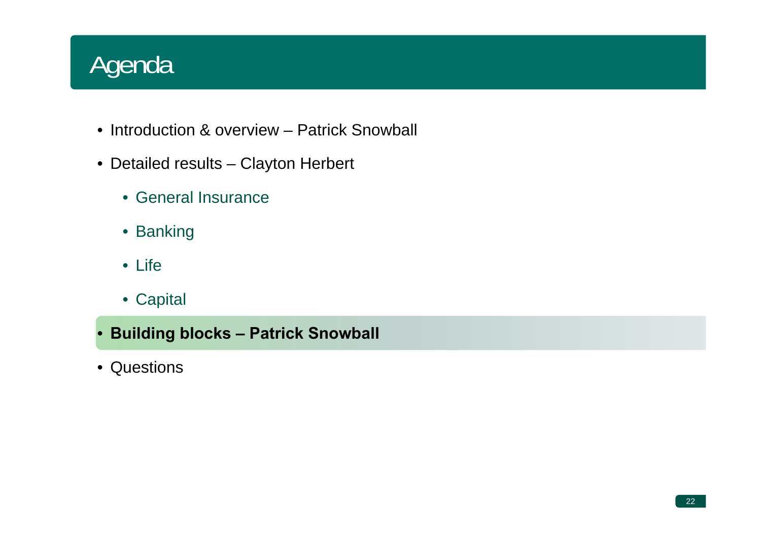# Agenda

- Introduction & overview – Patrick Snowball
- Detailed results – Clayton Herbert
  - General Insurance
  - Banking
  - Life
  - Capital
- **Building blocks – Patrick Snowball**
- Questions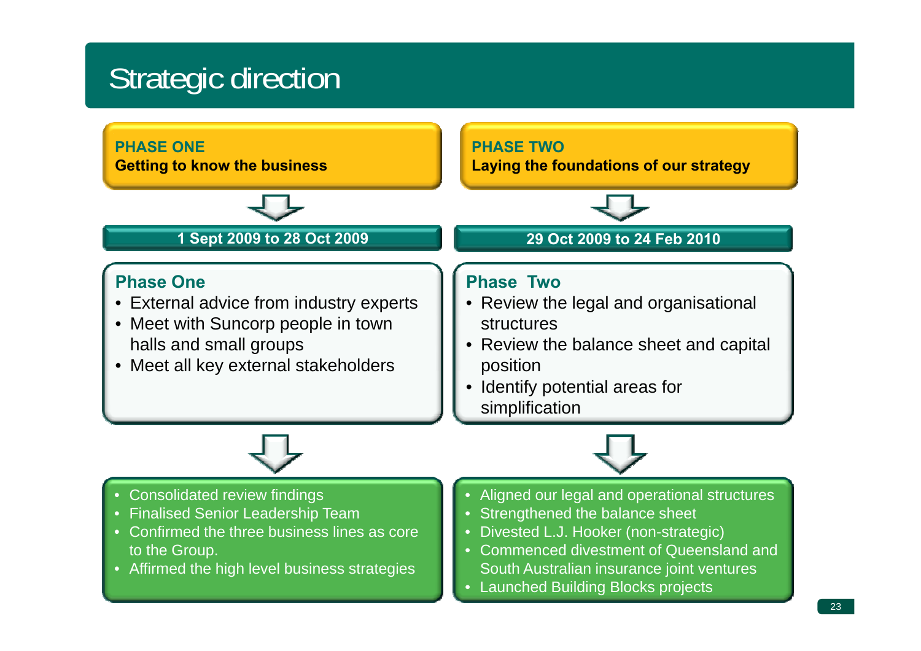# Strategic direction

## PHASE ONE
**Getting to know the business**

**1 Sept 2009 to 28 Oct 2009**

### Phase One
- External advice from industry experts
- Meet with Suncorp people in town halls and small groups
- Meet all key external stakeholders

Outcomes:
- Consolidated review findings
- Finalised Senior Leadership Team
- Confirmed the three business lines as core to the Group.
- Affirmed the high level business strategies

## PHASE TWO
**Laying the foundations of our strategy**

**29 Oct 2009 to 24 Feb 2010**

### Phase Two
- Review the legal and organisational structures
- Review the balance sheet and capital position
- Identify potential areas for simplification

Outcomes:
- Aligned our legal and operational structures
- Strengthened the balance sheet
- Divested L.J. Hooker (non-strategic)
- Commenced divestment of Queensland and South Australian insurance joint ventures
- Launched Building Blocks projects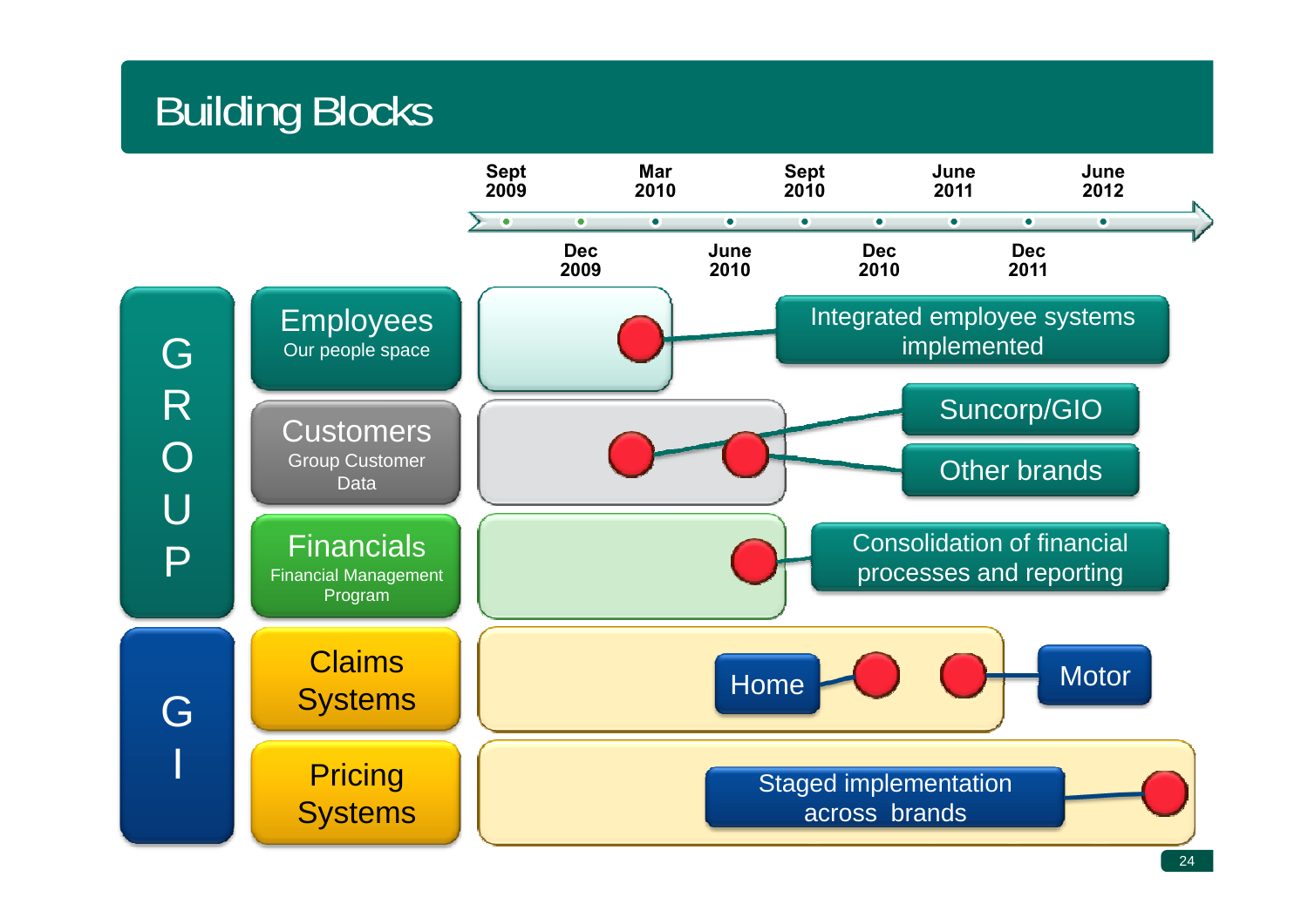# Building Blocks

Sept 2009
Dec 2009
Mar 2010
June 2010
Sept 2010
Dec 2010
June 2011
Dec 2011
June 2012

GROUP

Employees
Our people space

Integrated employee systems implemented

Customers
Group Customer Data

Suncorp/GIO

Other brands

Financials
Financial Management Program

Consolidation of financial processes and reporting

GI

Claims Systems

Home

Motor

Pricing Systems

Staged implementation across brands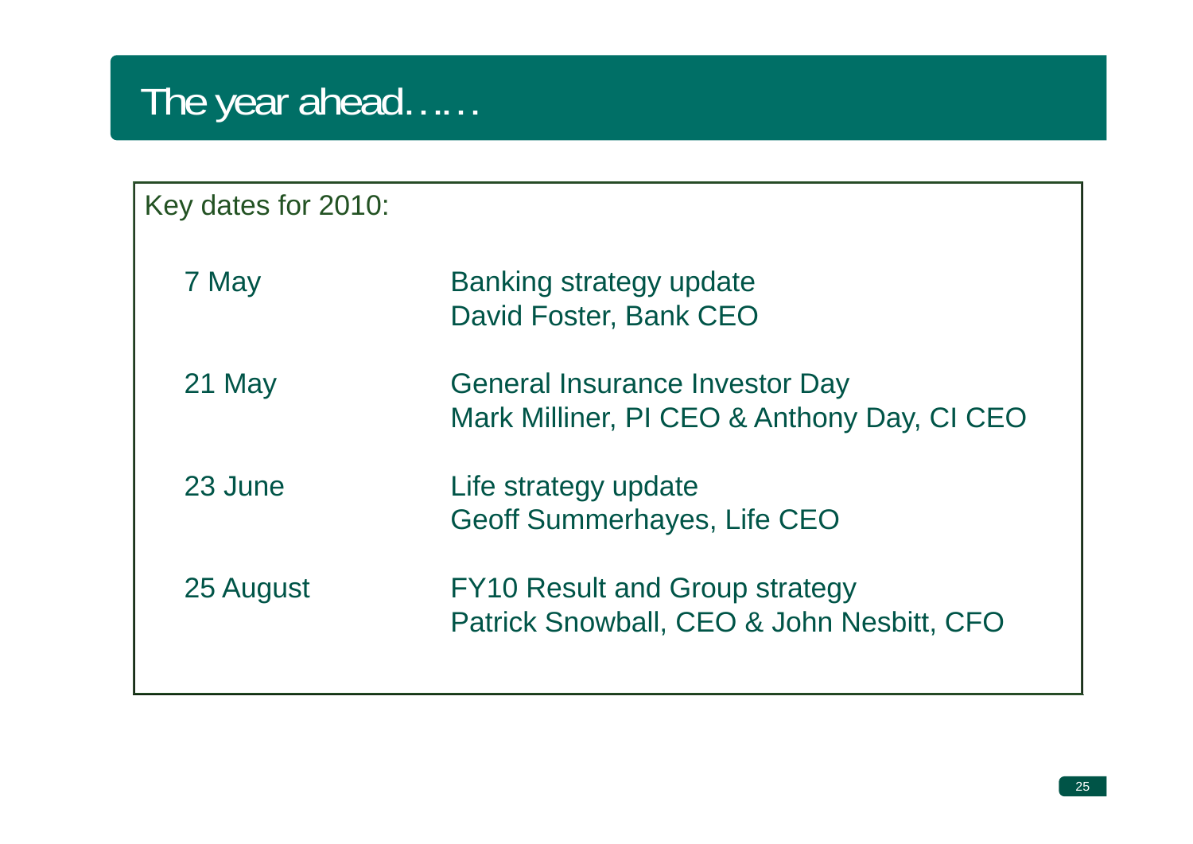# The year ahead……

Key dates for 2010:

| | |
|---|---|
| 7 May | Banking strategy update<br>David Foster, Bank CEO |
| 21 May | General Insurance Investor Day<br>Mark Milliner, PI CEO & Anthony Day, CI CEO |
| 23 June | Life strategy update<br>Geoff Summerhayes, Life CEO |
| 25 August | FY10 Result and Group strategy<br>Patrick Snowball, CEO & John Nesbitt, CFO |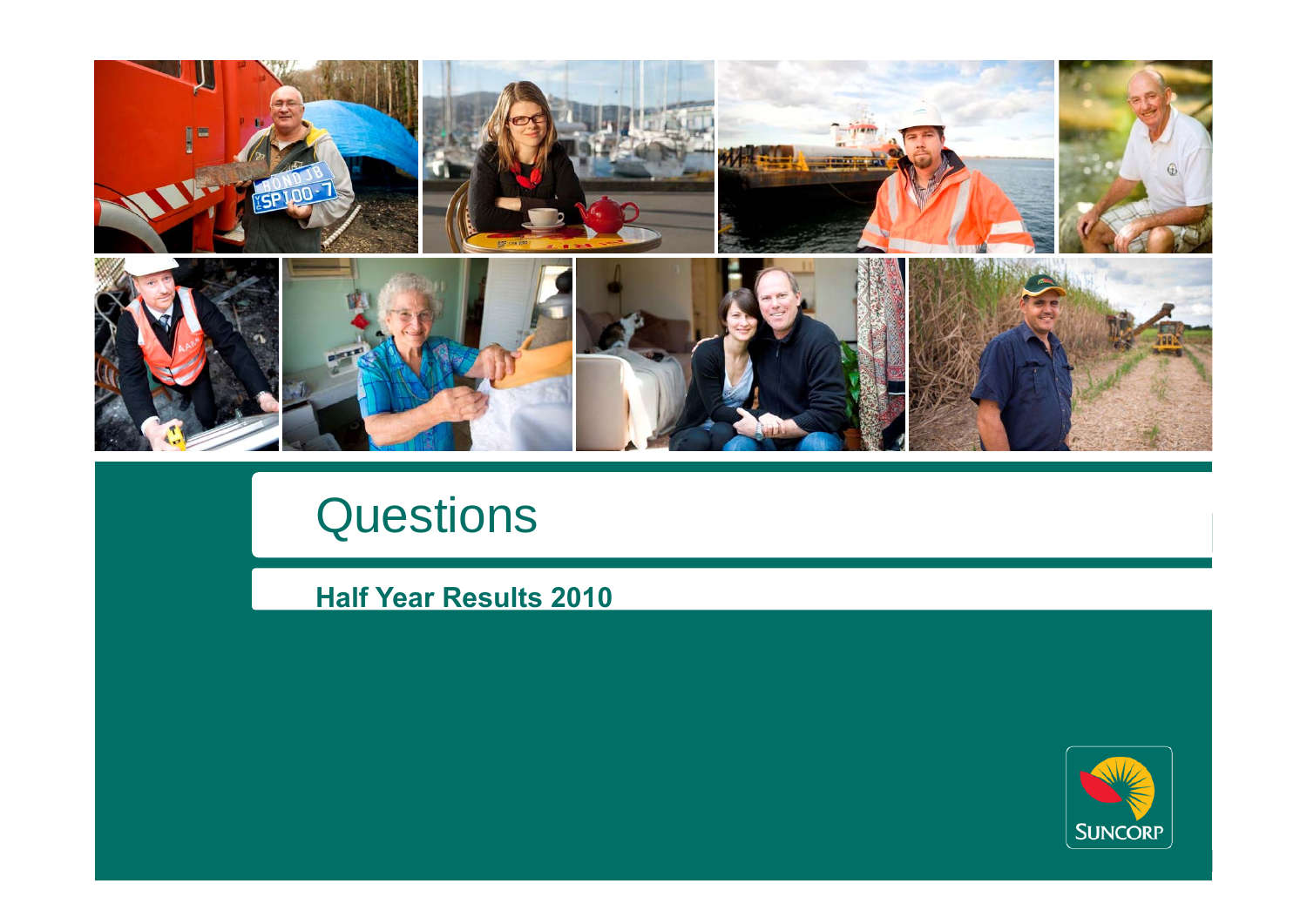# Questions

**Half Year Results 2010**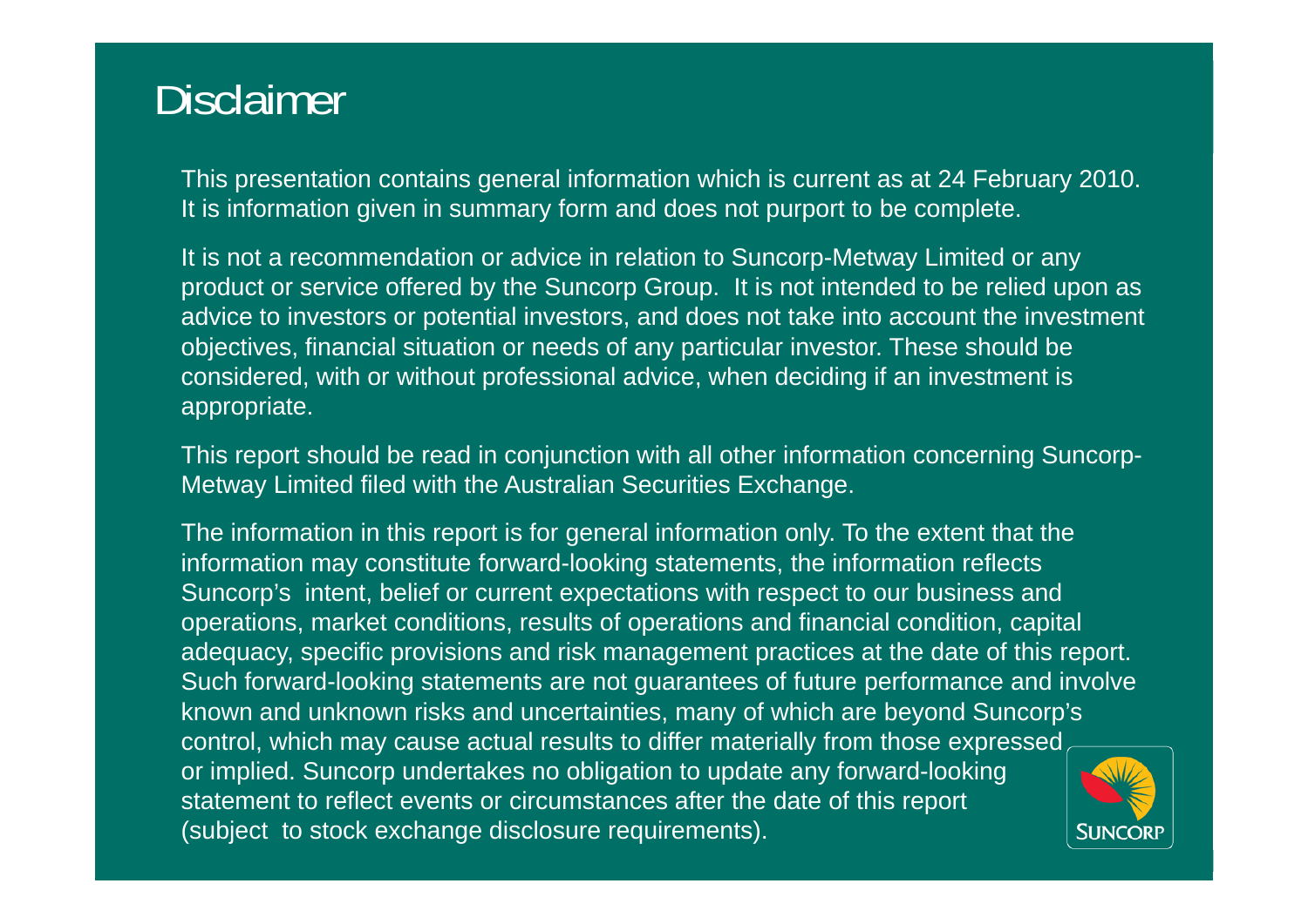# Disclaimer

This presentation contains general information which is current as at 24 February 2010. It is information given in summary form and does not purport to be complete.

It is not a recommendation or advice in relation to Suncorp-Metway Limited or any product or service offered by the Suncorp Group. It is not intended to be relied upon as advice to investors or potential investors, and does not take into account the investment objectives, financial situation or needs of any particular investor. These should be considered, with or without professional advice, when deciding if an investment is appropriate.

This report should be read in conjunction with all other information concerning Suncorp-Metway Limited filed with the Australian Securities Exchange.

The information in this report is for general information only. To the extent that the information may constitute forward-looking statements, the information reflects Suncorp's intent, belief or current expectations with respect to our business and operations, market conditions, results of operations and financial condition, capital adequacy, specific provisions and risk management practices at the date of this report. Such forward-looking statements are not guarantees of future performance and involve known and unknown risks and uncertainties, many of which are beyond Suncorp's control, which may cause actual results to differ materially from those expressed or implied. Suncorp undertakes no obligation to update any forward-looking statement to reflect events or circumstances after the date of this report (subject to stock exchange disclosure requirements).

SUNCORP